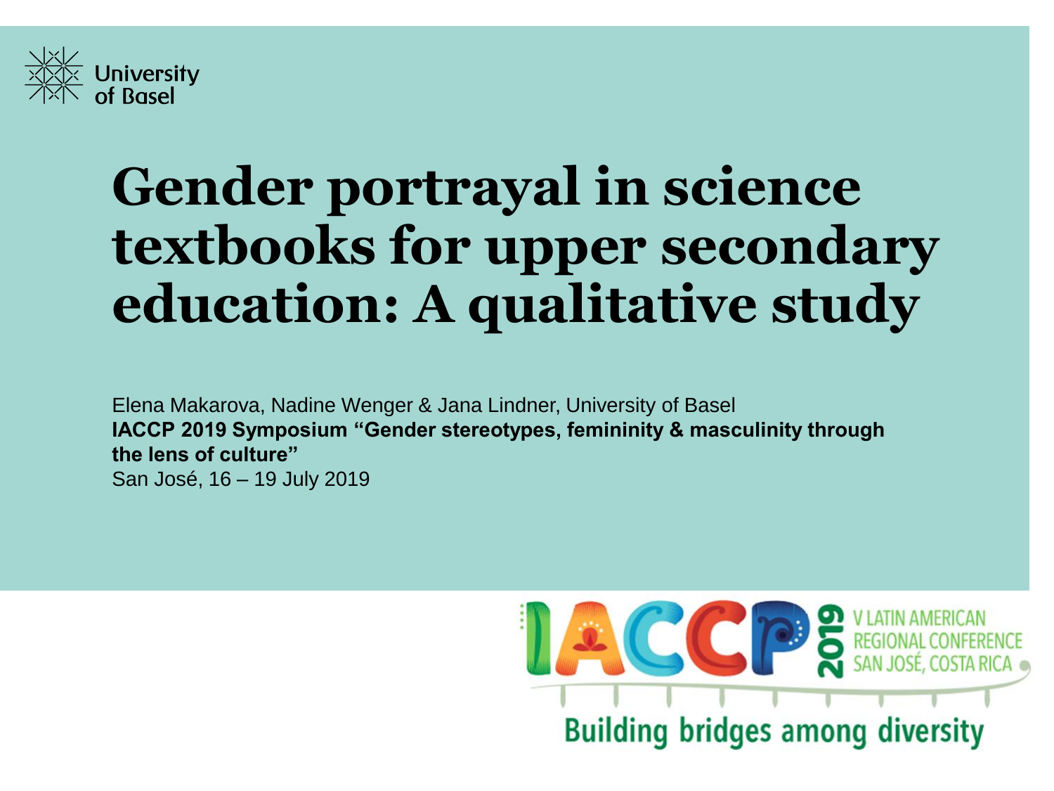University of Basel

# Gender portrayal in science textbooks for upper secondary education: A qualitative study

Elena Makarova, Nadine Wenger & Jana Lindner, University of Basel

**IACCP 2019 Symposium "Gender stereotypes, femininity & masculinity through the lens of culture"**

San José, 16 – 19 July 2019

IACCP 2019 V LATIN AMERICAN REGIONAL CONFERENCE SAN JOSÉ, COSTA RICA

Building bridges among diversity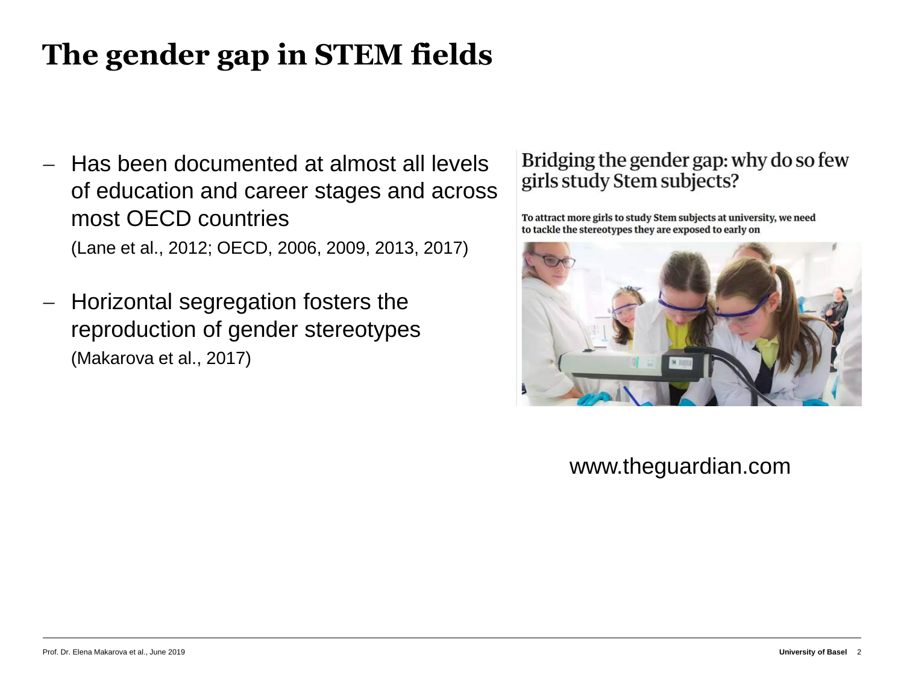# The gender gap in STEM fields

- Has been documented at almost all levels of education and career stages and across most OECD countries
  (Lane et al., 2012; OECD, 2006, 2009, 2013, 2017)
- Horizontal segregation fosters the reproduction of gender stereotypes
  (Makarova et al., 2017)

Bridging the gender gap: why do so few girls study Stem subjects?

**To attract more girls to study Stem subjects at university, we need to tackle the stereotypes they are exposed to early on**

www.theguardian.com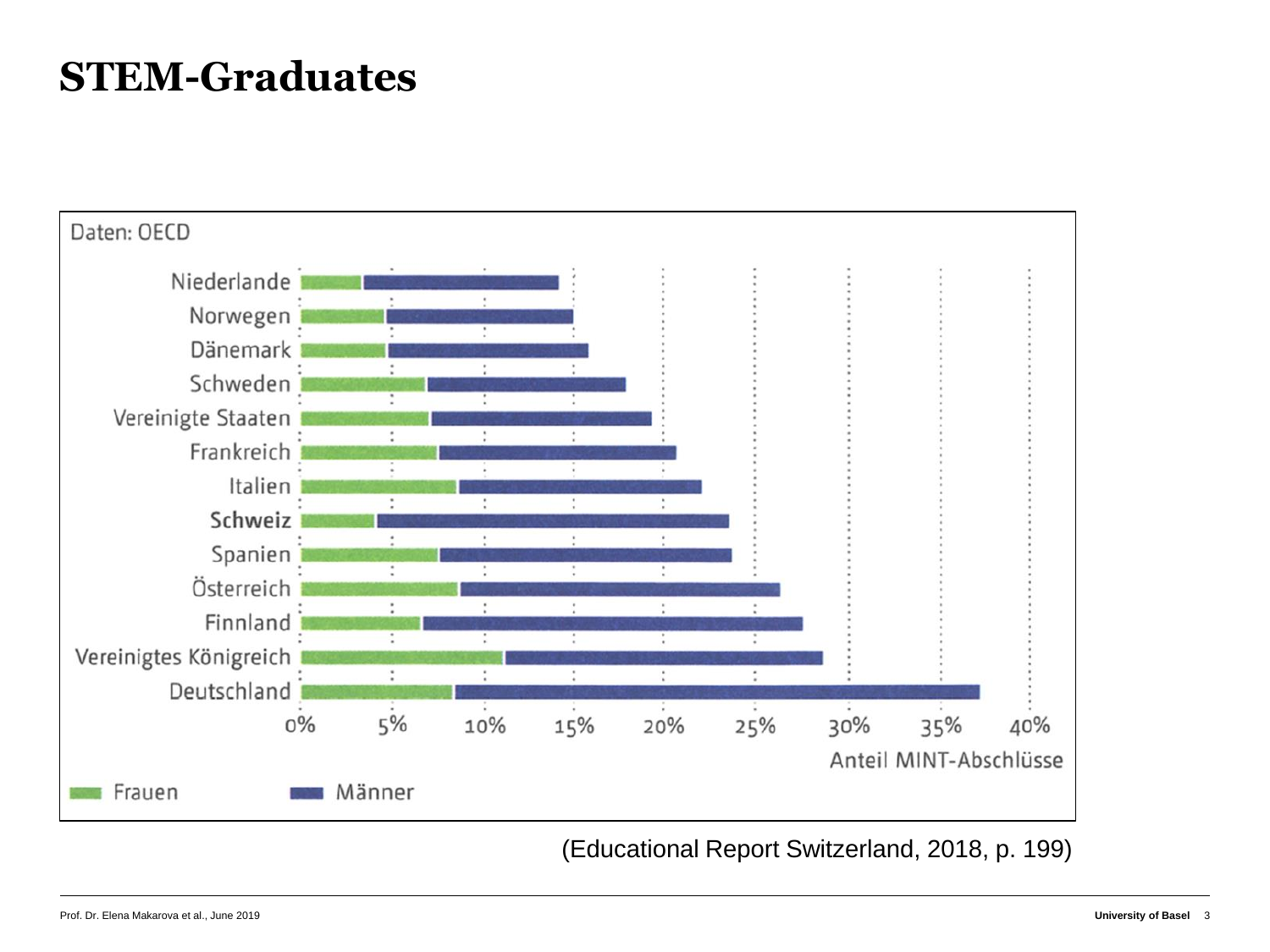# STEM-Graduates

Daten: OECD

| Land | Frauen | Männer |
|---|---|---|
| Niederlande | | |
| Norwegen | | |
| Dänemark | | |
| Schweden | | |
| Vereinigte Staaten | | |
| Frankreich | | |
| Italien | | |
| **Schweiz** | | |
| Spanien | | |
| Österreich | | |
| Finnland | | |
| Vereinigtes Königreich | | |
| Deutschland | | |

0% 5% 10% 15% 20% 25% 30% 35% 40%

Anteil MINT-Abschlüsse

Frauen Männer

(Educational Report Switzerland, 2018, p. 199)

Prof. Dr. Elena Makarova et al., June 2019

University of Basel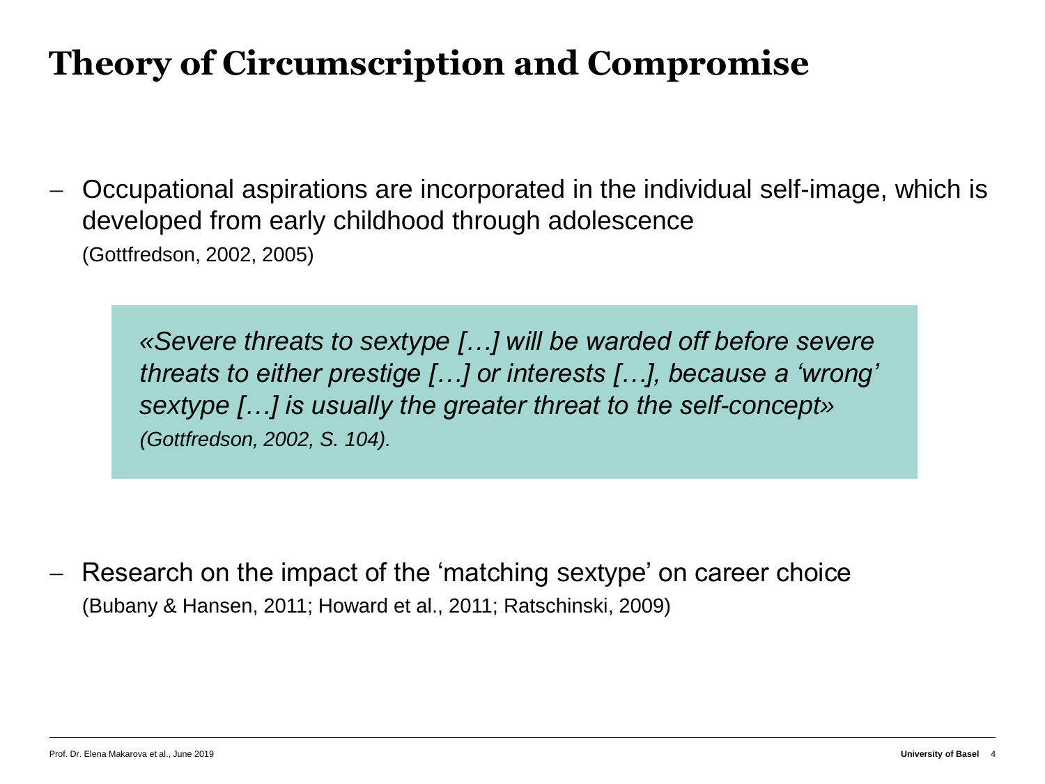# Theory of Circumscription and Compromise

- Occupational aspirations are incorporated in the individual self-image, which is developed from early childhood through adolescence
  (Gottfredson, 2002, 2005)

> *«Severe threats to sextype […] will be warded off before severe threats to either prestige […] or interests […], because a 'wrong' sextype […] is usually the greater threat to the self-concept»*
> *(Gottfredson, 2002, S. 104).*

- Research on the impact of the 'matching sextype' on career choice
  (Bubany & Hansen, 2011; Howard et al., 2011; Ratschinski, 2009)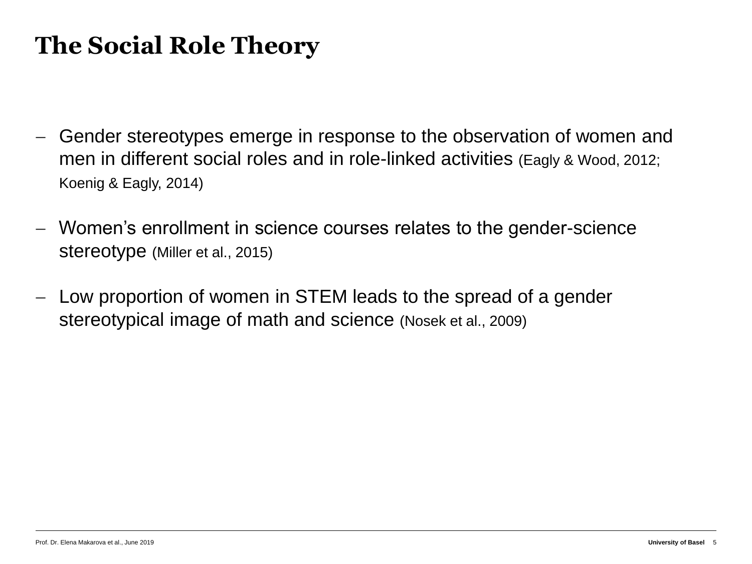# The Social Role Theory

- Gender stereotypes emerge in response to the observation of women and men in different social roles and in role-linked activities (Eagly & Wood, 2012; Koenig & Eagly, 2014)

- Women's enrollment in science courses relates to the gender-science stereotype (Miller et al., 2015)

- Low proportion of women in STEM leads to the spread of a gender stereotypical image of math and science (Nosek et al., 2009)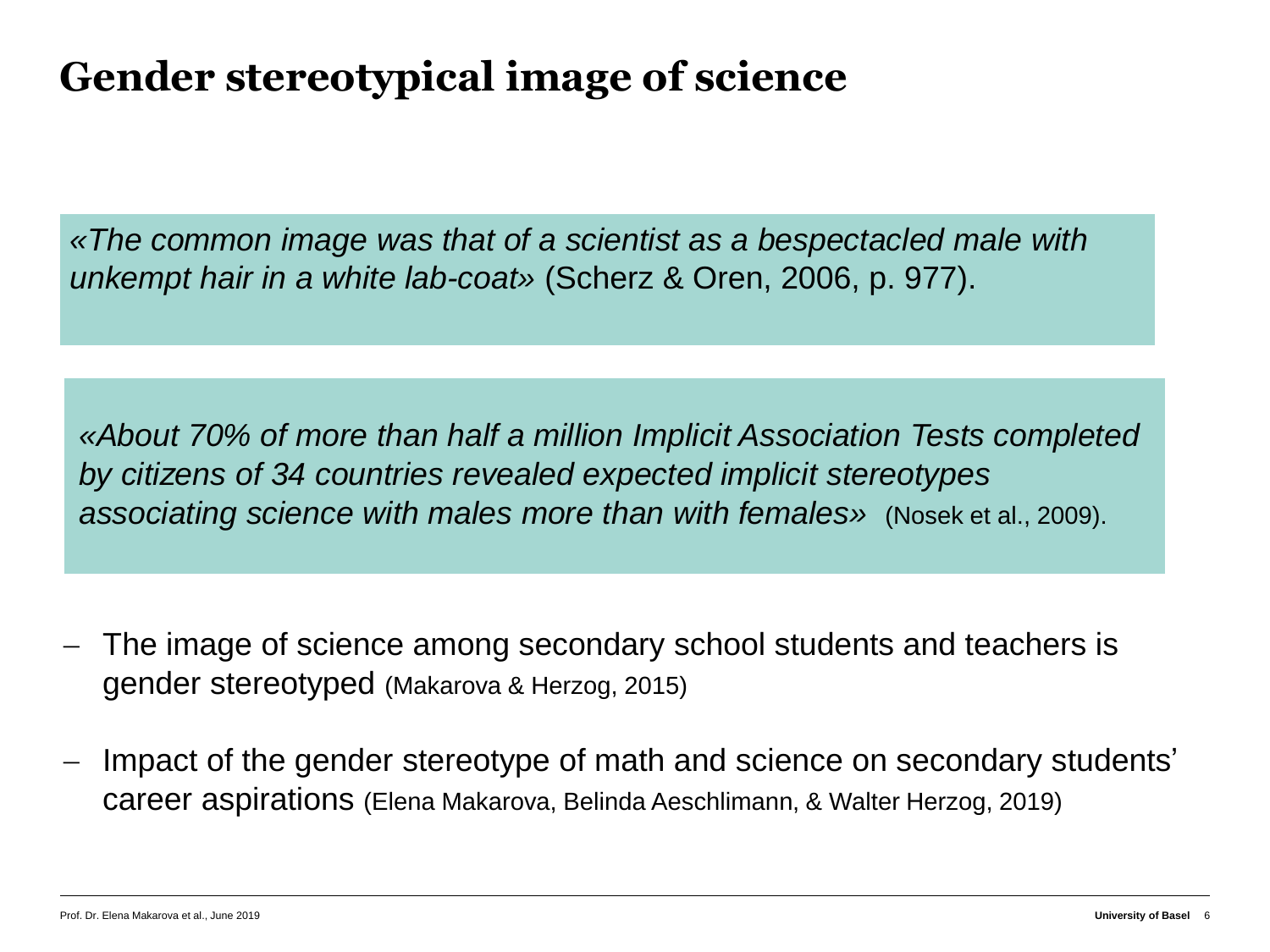# Gender stereotypical image of science

*«The common image was that of a scientist as a bespectacled male with unkempt hair in a white lab-coat»* (Scherz & Oren, 2006, p. 977).

*«About 70% of more than half a million Implicit Association Tests completed by citizens of 34 countries revealed expected implicit stereotypes associating science with males more than with females»* (Nosek et al., 2009).

- The image of science among secondary school students and teachers is gender stereotyped (Makarova & Herzog, 2015)
- Impact of the gender stereotype of math and science on secondary students' career aspirations (Elena Makarova, Belinda Aeschlimann, & Walter Herzog, 2019)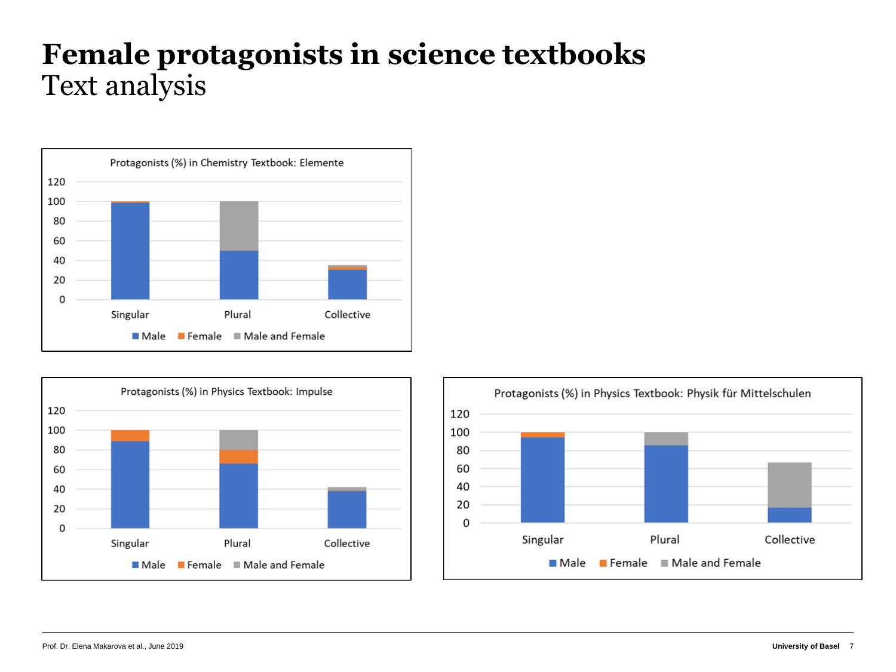# Female protagonists in science textbooks

Text analysis

**Protagonists (%) in Chemistry Textbook: Elemente**

(Stacked bar chart; y-axis 0–120; categories: Singular, Plural, Collective; legend: Male, Female, Male and Female)

**Protagonists (%) in Physics Textbook: Impulse**

(Stacked bar chart; y-axis 0–120; categories: Singular, Plural, Collective; legend: Male, Female, Male and Female)

**Protagonists (%) in Physics Textbook: Physik für Mittelschulen**

(Stacked bar chart; y-axis 0–120; categories: Singular, Plural, Collective; legend: Male, Female, Male and Female)

Prof. Dr. Elena Makarova et al., June 2019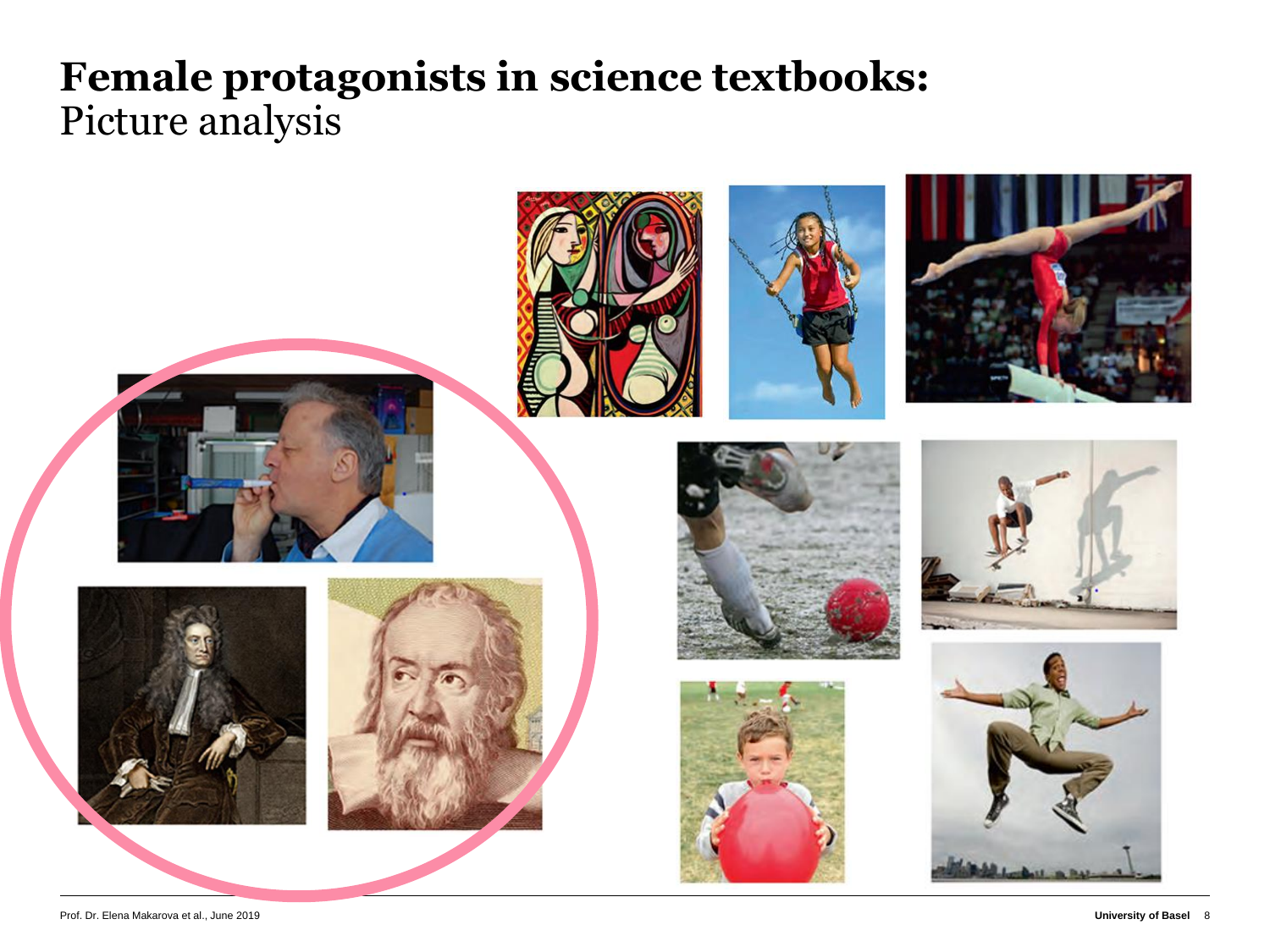# Female protagonists in science textbooks:

Picture analysis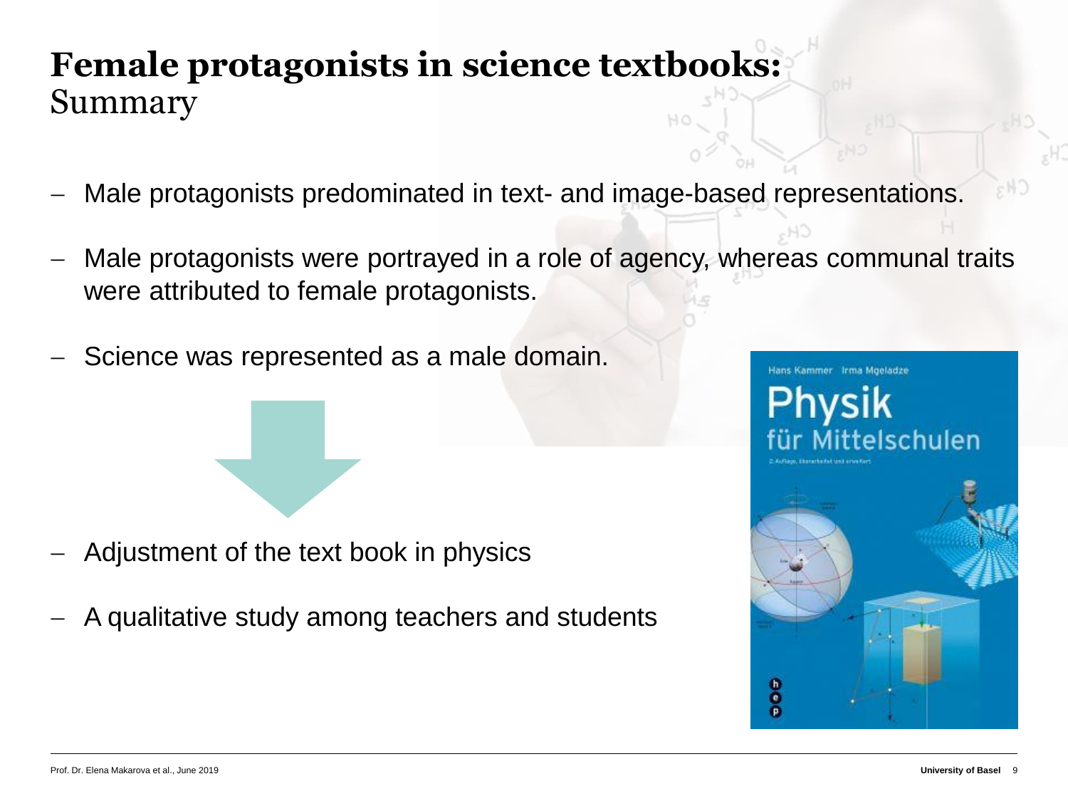# Female protagonists in science textbooks:
Summary

- Male protagonists predominated in text- and image-based representations.
- Male protagonists were portrayed in a role of agency, whereas communal traits were attributed to female protagonists.
- Science was represented as a male domain.

- Adjustment of the text book in physics
- A qualitative study among teachers and students

Hans Kammer Irma Mgeladze
Physik für Mittelschulen

Prof. Dr. Elena Makarova et al., June 2019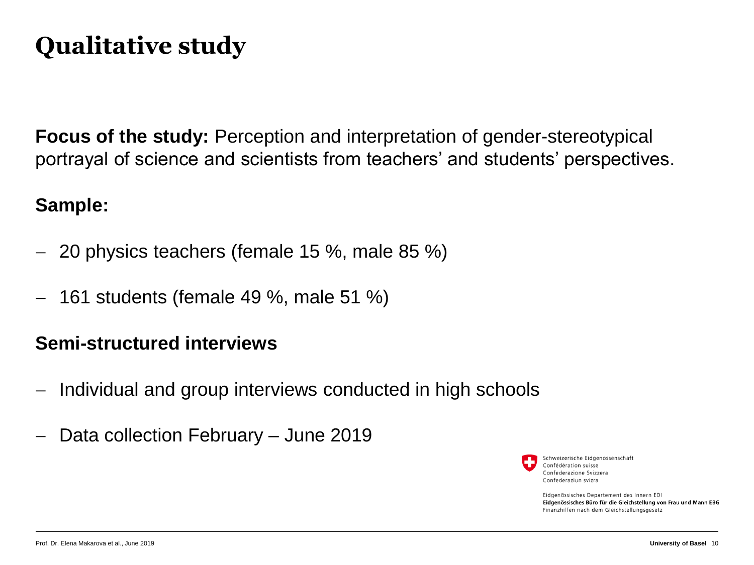# Qualitative study

**Focus of the study:** Perception and interpretation of gender-stereotypical portrayal of science and scientists from teachers' and students' perspectives.

**Sample:**

- 20 physics teachers (female 15 %, male 85 %)
- 161 students (female 49 %, male 51 %)

**Semi-structured interviews**

- Individual and group interviews conducted in high schools
- Data collection February – June 2019

Schweizerische Eidgenossenschaft
Confédération suisse
Confederazione Svizzera
Confederaziun svizra

Eidgenössisches Departement des Innern EDI
**Eidgenössisches Büro für die Gleichstellung von Frau und Mann EBG**
Finanzhilfen nach dem Gleichstellungsgesetz

Prof. Dr. Elena Makarova et al., June 2019

**University of Basel**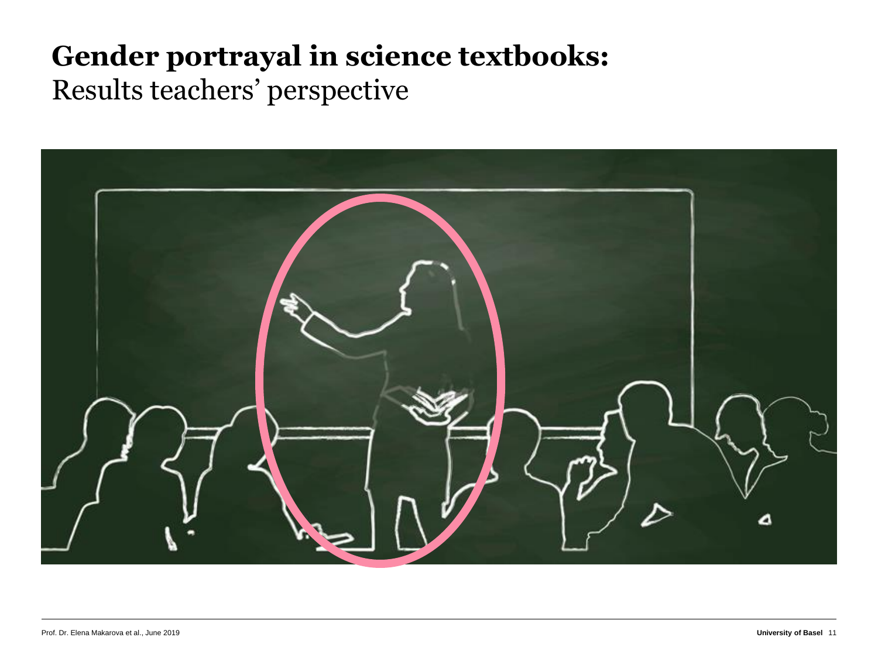# Gender portrayal in science textbooks:
Results teachers' perspective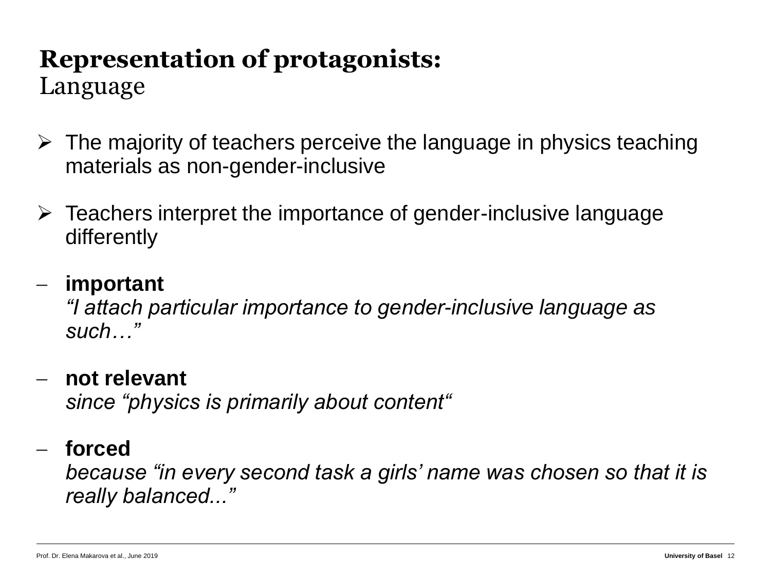# **Representation of protagonists:**
Language

- The majority of teachers perceive the language in physics teaching materials as non-gender-inclusive

- Teachers interpret the importance of gender-inclusive language differently

– **important**
  *“I attach particular importance to gender-inclusive language as such…”*

– **not relevant**
  *since “physics is primarily about content“*

– **forced**
  *because “in every second task a girls’ name was chosen so that it is really balanced...”*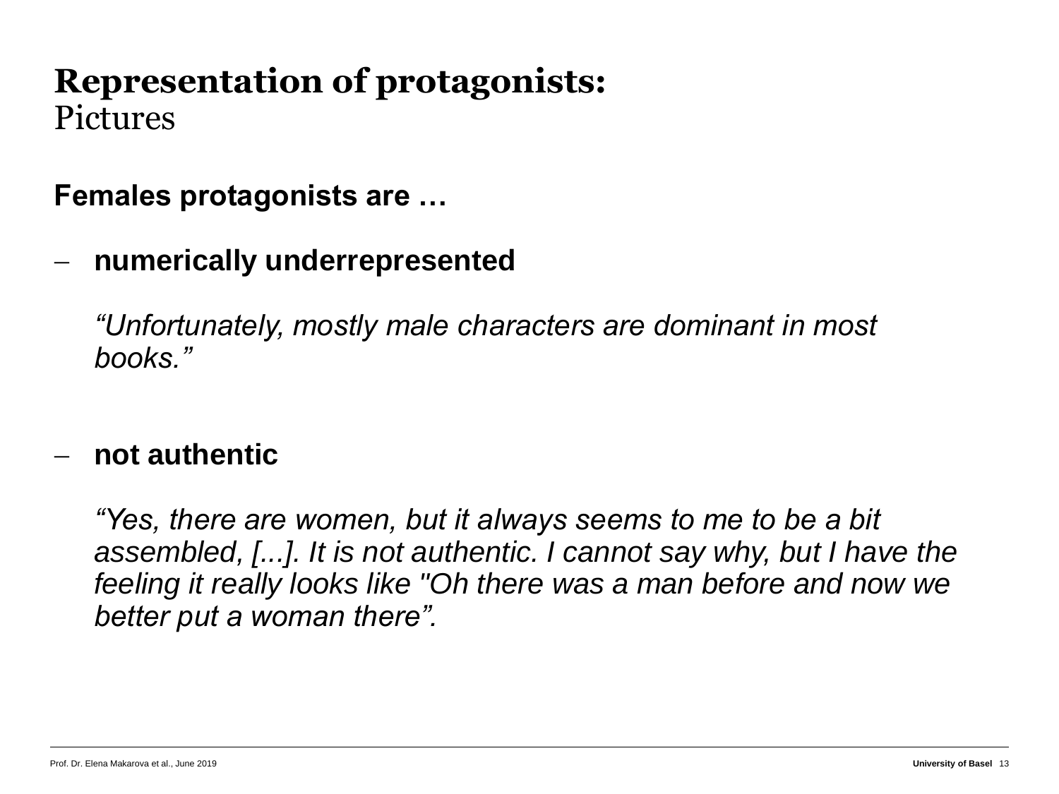# **Representation of protagonists:**
Pictures

**Females protagonists are …**

- **numerically underrepresented**

  *“Unfortunately, mostly male characters are dominant in most books.”*

- **not authentic**

  *“Yes, there are women, but it always seems to me to be a bit assembled, [...]. It is not authentic. I cannot say why, but I have the feeling it really looks like "Oh there was a man before and now we better put a woman there”.*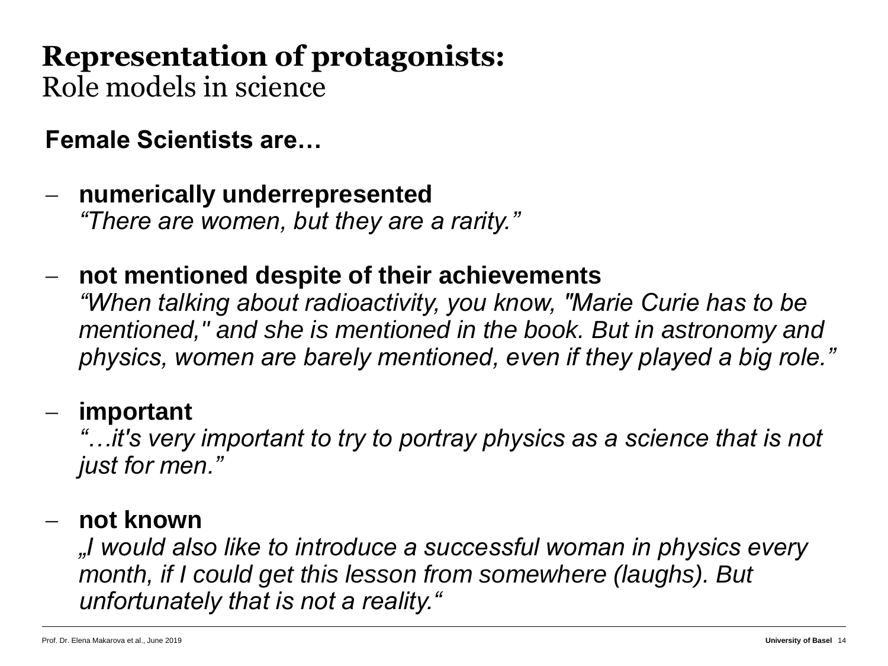# **Representation of protagonists:**
Role models in science

### Female Scientists are…

- **numerically underrepresented**
  *"There are women, but they are a rarity."*

- **not mentioned despite of their achievements**
  *"When talking about radioactivity, you know, "Marie Curie has to be mentioned," and she is mentioned in the book. But in astronomy and physics, women are barely mentioned, even if they played a big role."*

- **important**
  *"…it's very important to try to portray physics as a science that is not just for men."*

- **not known**
  *„I would also like to introduce a successful woman in physics every month, if I could get this lesson from somewhere (laughs). But unfortunately that is not a reality."*

Prof. Dr. Elena Makarova et al., June 2019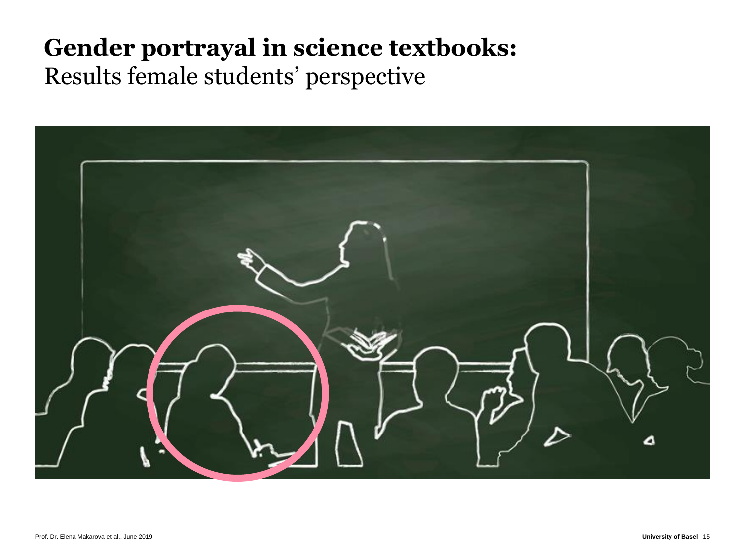# **Gender portrayal in science textbooks:**
Results female students' perspective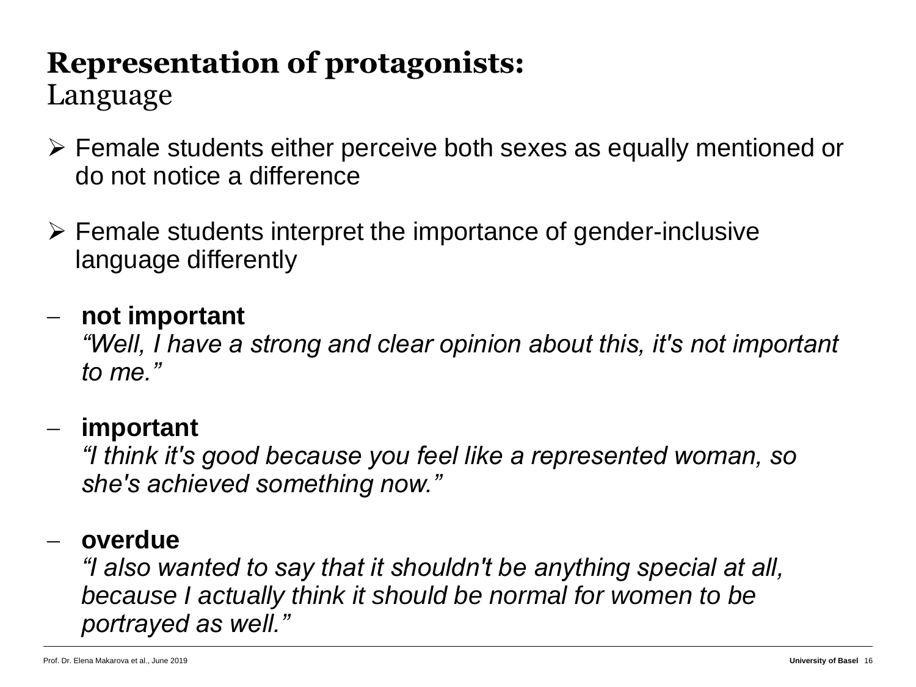# Representation of protagonists:
## Language

- Female students either perceive both sexes as equally mentioned or do not notice a difference

- Female students interpret the importance of gender-inclusive language differently

- **not important**
  *"Well, I have a strong and clear opinion about this, it's not important to me."*

- **important**
  *"I think it's good because you feel like a represented woman, so she's achieved something now."*

- **overdue**
  *"I also wanted to say that it shouldn't be anything special at all, because I actually think it should be normal for women to be portrayed as well."*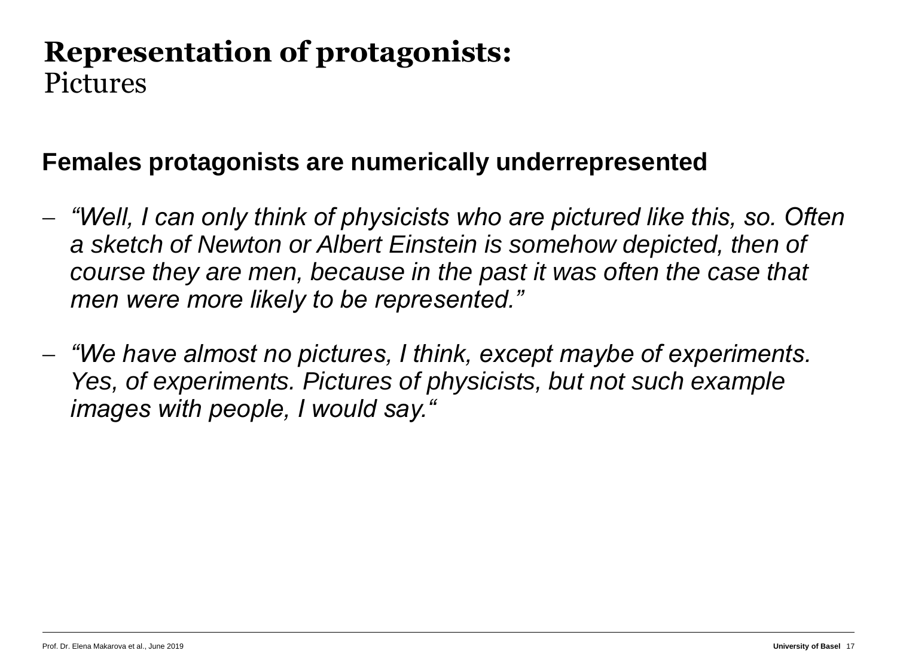# Representation of protagonists:
Pictures

**Females protagonists are numerically underrepresented**

- *“Well, I can only think of physicists who are pictured like this, so. Often a sketch of Newton or Albert Einstein is somehow depicted, then of course they are men, because in the past it was often the case that men were more likely to be represented.”*

- *“We have almost no pictures, I think, except maybe of experiments. Yes, of experiments. Pictures of physicists, but not such example images with people, I would say.“*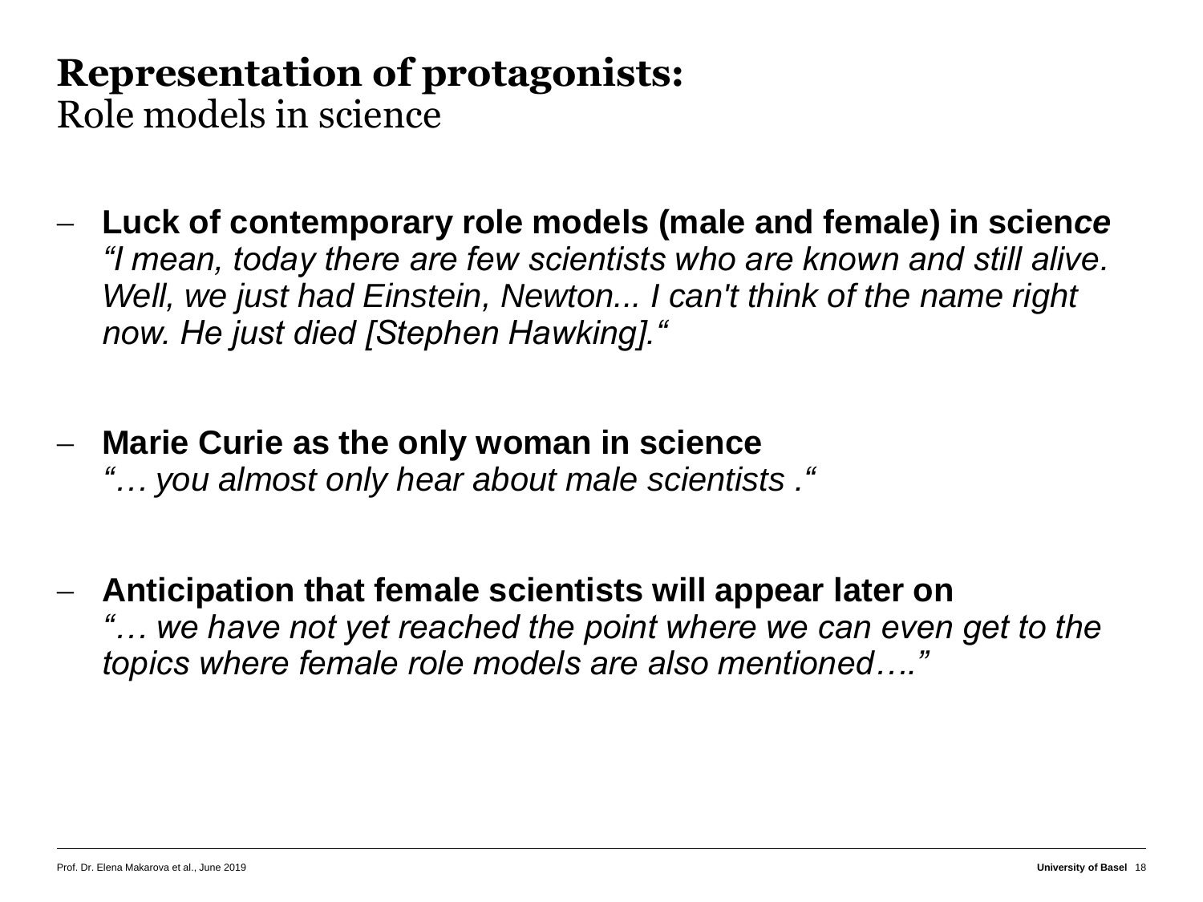# **Representation of protagonists:**
Role models in science

- **Luck of contemporary role models (male and female) in science**
  *"I mean, today there are few scientists who are known and still alive. Well, we just had Einstein, Newton... I can't think of the name right now. He just died [Stephen Hawking]."*

- **Marie Curie as the only woman in science**
  *"… you almost only hear about male scientists ."*

- **Anticipation that female scientists will appear later on**
  *"… we have not yet reached the point where we can even get to the topics where female role models are also mentioned…."*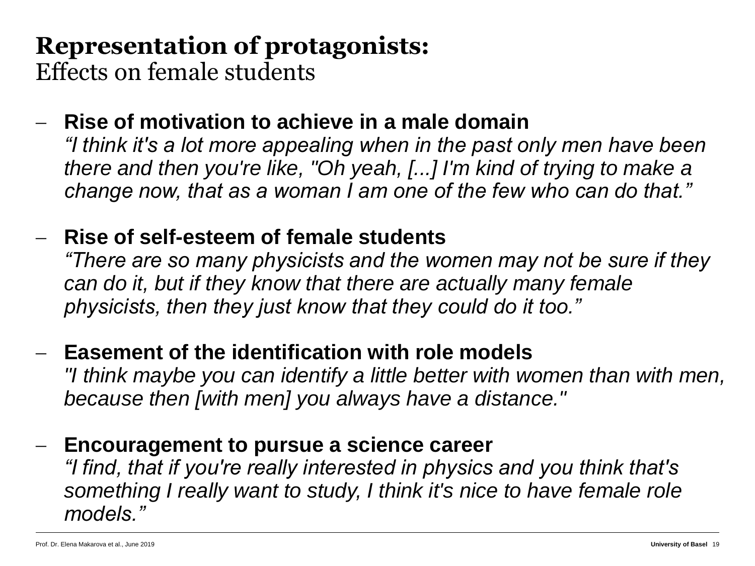# **Representation of protagonists:**
Effects on female students

- **Rise of motivation to achieve in a male domain**
  *“I think it's a lot more appealing when in the past only men have been there and then you're like, "Oh yeah, [...] I'm kind of trying to make a change now, that as a woman I am one of the few who can do that.”*

- **Rise of self-esteem of female students**
  *“There are so many physicists and the women may not be sure if they can do it, but if they know that there are actually many female physicists, then they just know that they could do it too.”*

- **Easement of the identification with role models**
  *"I think maybe you can identify a little better with women than with men, because then [with men] you always have a distance."*

- **Encouragement to pursue a science career**
  *“I find, that if you're really interested in physics and you think that's something I really want to study, I think it's nice to have female role models.”*

Prof. Dr. Elena Makarova et al., June 2019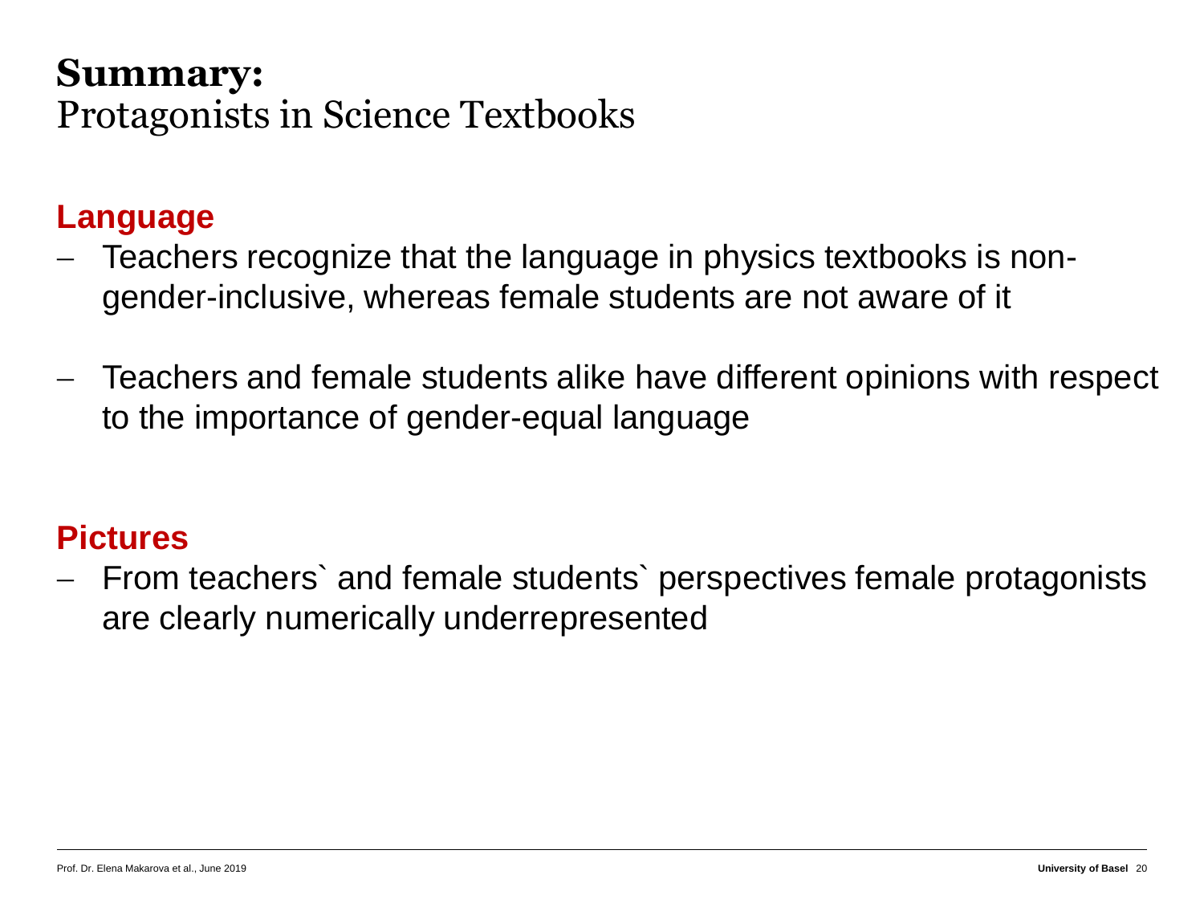# Summary:
Protagonists in Science Textbooks

## Language

- Teachers recognize that the language in physics textbooks is non-gender-inclusive, whereas female students are not aware of it
- Teachers and female students alike have different opinions with respect to the importance of gender-equal language

## Pictures

- From teachers` and female students` perspectives female protagonists are clearly numerically underrepresented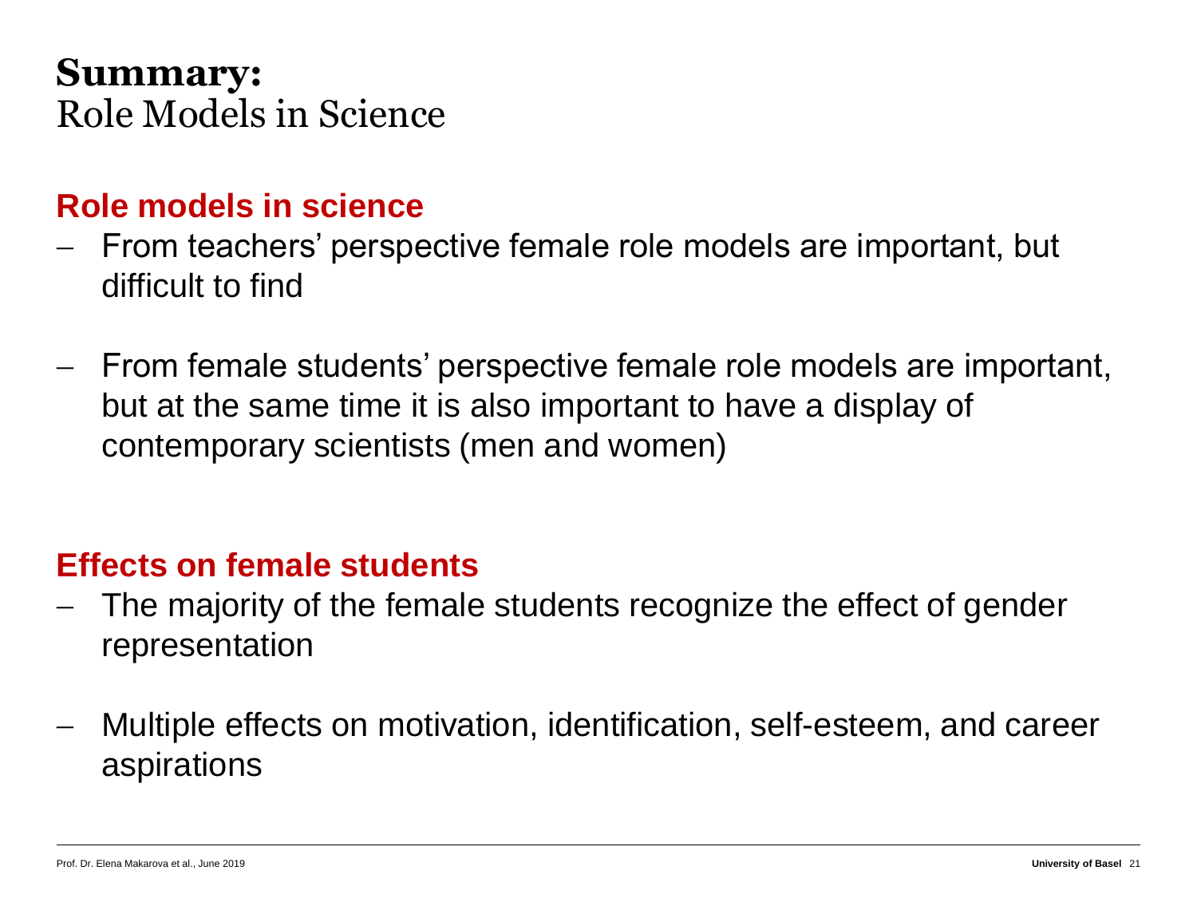# **Summary:**
Role Models in Science

## Role models in science

- From teachers' perspective female role models are important, but difficult to find
- From female students' perspective female role models are important, but at the same time it is also important to have a display of contemporary scientists (men and women)

## Effects on female students

- The majority of the female students recognize the effect of gender representation
- Multiple effects on motivation, identification, self-esteem, and career aspirations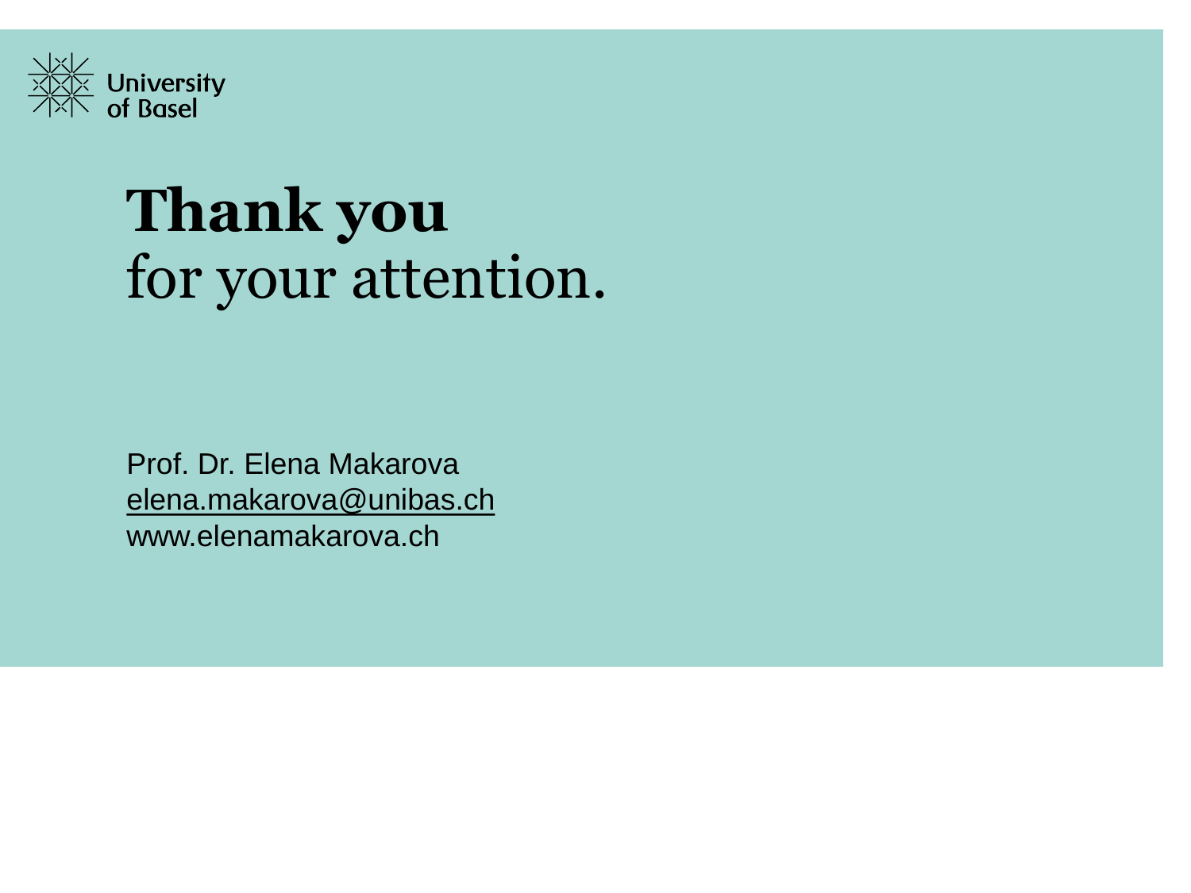University of Basel

# **Thank you**
for your attention.

Prof. Dr. Elena Makarova
elena.makarova@unibas.ch
www.elenamakarova.ch